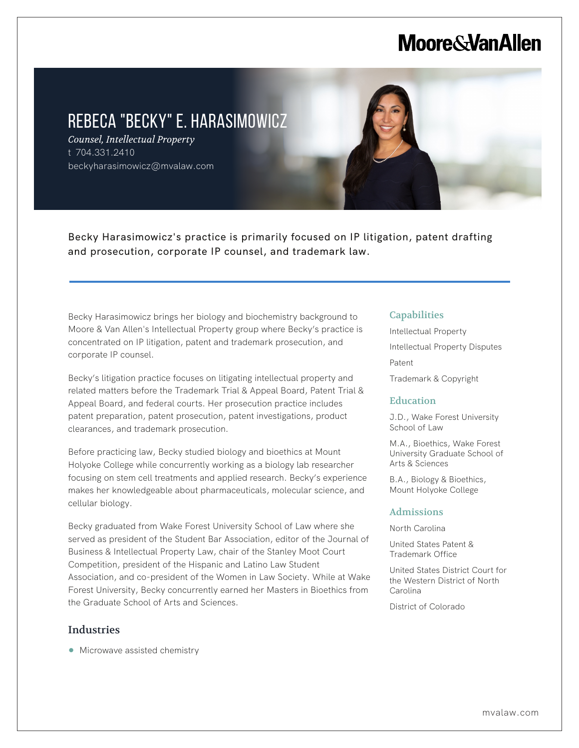Moore&VanAllen

# REBECA "BECKY" E. HARASIMOWICZ

*Counsel, Intellectual Property*

t 704.331.2410

beckyharasimowicz@mvalaw.com

Becky Harasimowicz's practice is primarily focused on IP litigation, patent drafting and prosecution, corporate IP counsel, and trademark law.

Becky Harasimowicz brings her biology and biochemistry background to Moore & Van Allen's Intellectual Property group where Becky's practice is concentrated on IP litigation, patent and trademark prosecution, and corporate IP counsel.

Becky's litigation practice focuses on litigating intellectual property and related matters before the Trademark Trial & Appeal Board, Patent Trial & Appeal Board, and federal courts. Her prosecution practice includes patent preparation, patent prosecution, patent investigations, product clearances, and trademark prosecution.

Before practicing law, Becky studied biology and bioethics at Mount Holyoke College while concurrently working as a biology lab researcher focusing on stem cell treatments and applied research. Becky's experience makes her knowledgeable about pharmaceuticals, molecular science, and cellular biology.

Becky graduated from Wake Forest University School of Law where she served as president of the Student Bar Association, editor of the Journal of Business & Intellectual Property Law, chair of the Stanley Moot Court Competition, president of the Hispanic and Latino Law Student Association, and co-president of the Women in Law Society. While at Wake Forest University, Becky concurrently earned her Masters in Bioethics from the Graduate School of Arts and Sciences.

## Industries

- Microwave assisted chemistry

## Capabilities

Intellectual Property

Intellectual Property Disputes

Patent

Trademark & Copyright

## Education

J.D., Wake Forest University School of Law

M.A., Bioethics, Wake Forest University Graduate School of Arts & Sciences

B.A., Biology & Bioethics, Mount Holyoke College

## Admissions

North Carolina

United States Patent & Trademark Office

United States District Court for the Western District of North Carolina

District of Colorado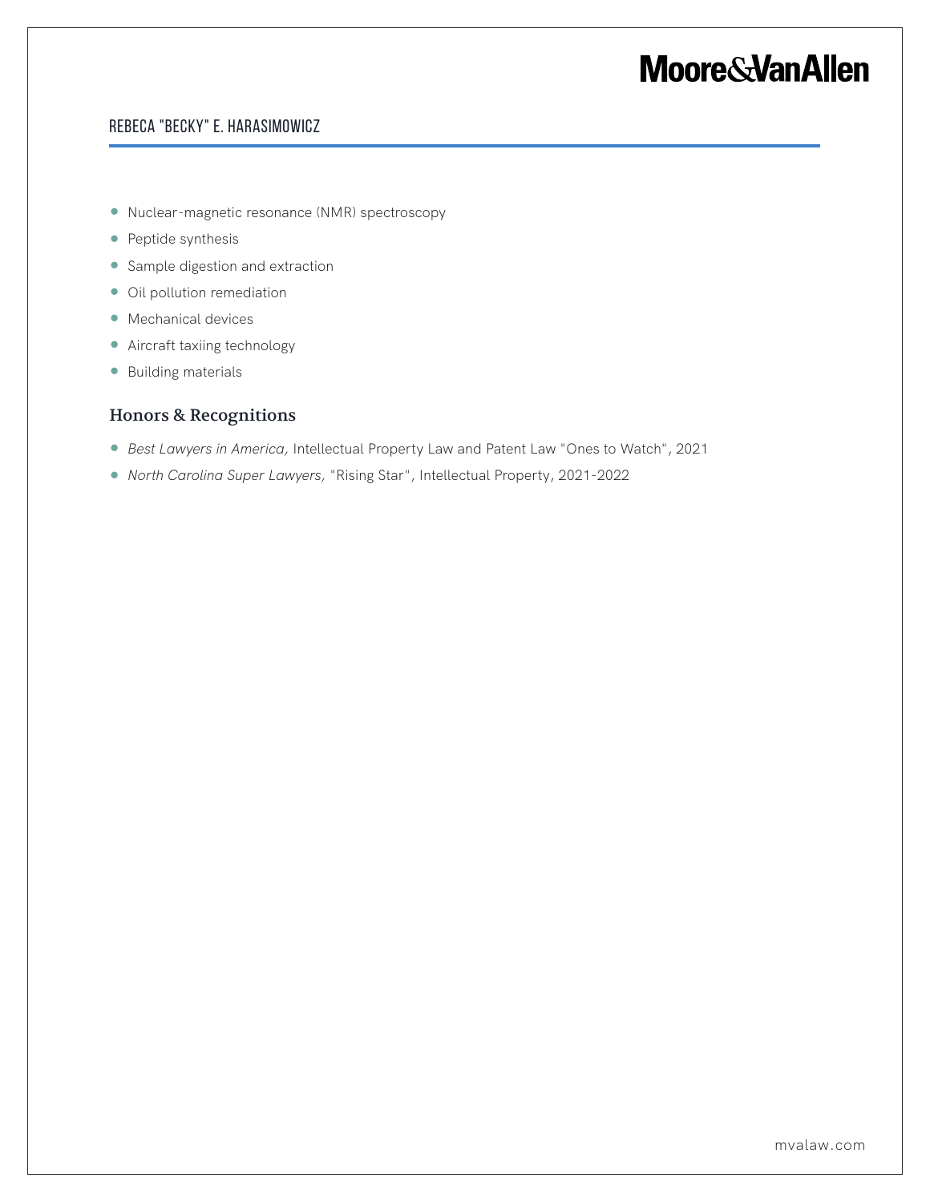- Nuclear-magnetic resonance (NMR) spectroscopy
- Peptide synthesis
- Sample digestion and extraction
- Oil pollution remediation
- Mechanical devices
- Aircraft taxiing technology
- Building materials

## Honors & Recognitions

- *Best Lawyers in America,* Intellectual Property Law and Patent Law "Ones to Watch", 2021
- *North Carolina Super Lawyers,* "Rising Star", Intellectual Property, 2021-2022